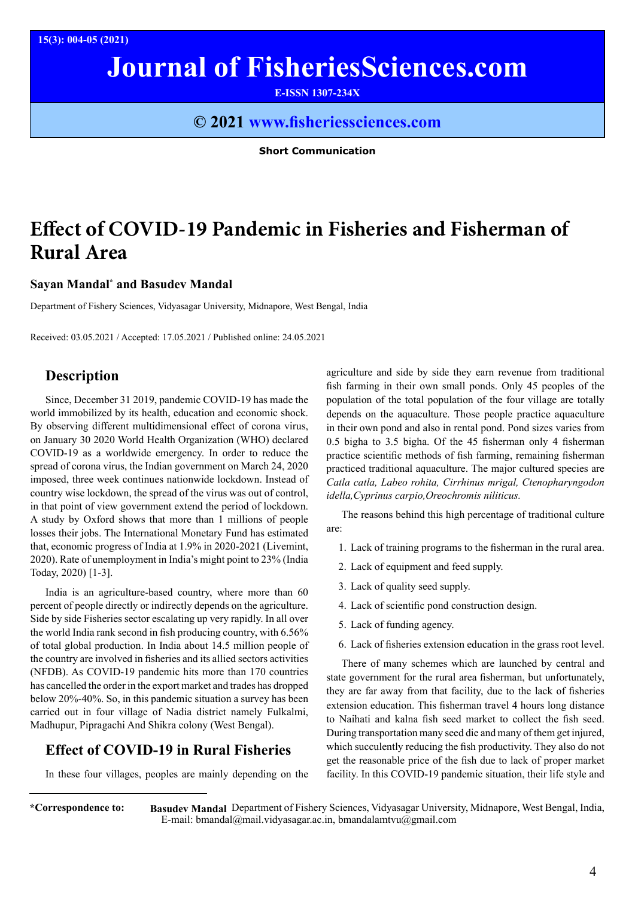# Journal of FisheriesSciences.com

E-ISSN 1307-234X

© 2021 www.fisheriessciences.com

**Short Communication**

# Effect of COVID-19 Pandemic in Fisheries and Fisherman of Rural Area

**Sayan Mandal*** **and Basudev Mandal**

Department of Fishery Sciences, Vidyasagar University, Midnapore, West Bengal, India

Received: 03.05.2021 / Accepted: 17.05.2021 / Published online: 24.05.2021

## Description

Since, December 31 2019, pandemic COVID-19 has made the world immobilized by its health, education and economic shock. By observing different multidimensional effect of corona virus, on January 30 2020 World Health Organization (WHO) declared COVID-19 as a worldwide emergency. In order to reduce the spread of corona virus, the Indian government on March 24, 2020 imposed, three week continues nationwide lockdown. Instead of country wise lockdown, the spread of the virus was out of control, in that point of view government extend the period of lockdown. A study by Oxford shows that more than 1 millions of people losses their jobs. The International Monetary Fund has estimated that, economic progress of India at 1.9% in 2020-2021 (Livemint, 2020). Rate of unemployment in India's might point to 23% (India Today, 2020) [1-3].

India is an agriculture-based country, where more than 60 percent of people directly or indirectly depends on the agriculture. Side by side Fisheries sector escalating up very rapidly. In all over the world India rank second in fish producing country, with 6.56% of total global production. In India about 14.5 million people of the country are involved in fisheries and its allied sectors activities (NFDB). As COVID-19 pandemic hits more than 170 countries has cancelled the order in the export market and trades has dropped below 20%-40%. So, in this pandemic situation a survey has been carried out in four village of Nadia district namely Fulkalmi, Madhupur, Pipragachi And Shikra colony (West Bengal).

## Effect of COVID-19 in Rural Fisheries

In these four villages, peoples are mainly depending on the agriculture and side by side they earn revenue from traditional fish farming in their own small ponds. Only 45 peoples of the population of the total population of the four village are totally depends on the aquaculture. Those people practice aquaculture in their own pond and also in rental pond. Pond sizes varies from 0.5 bigha to 3.5 bigha. Of the 45 fisherman only 4 fisherman practice scientific methods of fish farming, remaining fisherman practiced traditional aquaculture. The major cultured species are *Catla catla, Labeo rohita, Cirrhinus mrigal, Ctenopharyngodon idella,Cyprinus carpio,Oreochromis niliticus.*

The reasons behind this high percentage of traditional culture are:

1. Lack of training programs to the fisherman in the rural area.
2. Lack of equipment and feed supply.
3. Lack of quality seed supply.
4. Lack of scientific pond construction design.
5. Lack of funding agency.
6. Lack of fisheries extension education in the grass root level.

There of many schemes which are launched by central and state government for the rural area fisherman, but unfortunately, they are far away from that facility, due to the lack of fisheries extension education. This fisherman travel 4 hours long distance to Naihati and kalna fish seed market to collect the fish seed. During transportation many seed die and many of them get injured, which succulently reducing the fish productivity. They also do not get the reasonable price of the fish due to lack of proper market facility. In this COVID-19 pandemic situation, their life style and

*Correspondence to: **Basudev Mandal** Department of Fishery Sciences, Vidyasagar University, Midnapore, West Bengal, India, E-mail: bmandal@mail.vidyasagar.ac.in, bmandalamtvu@gmail.com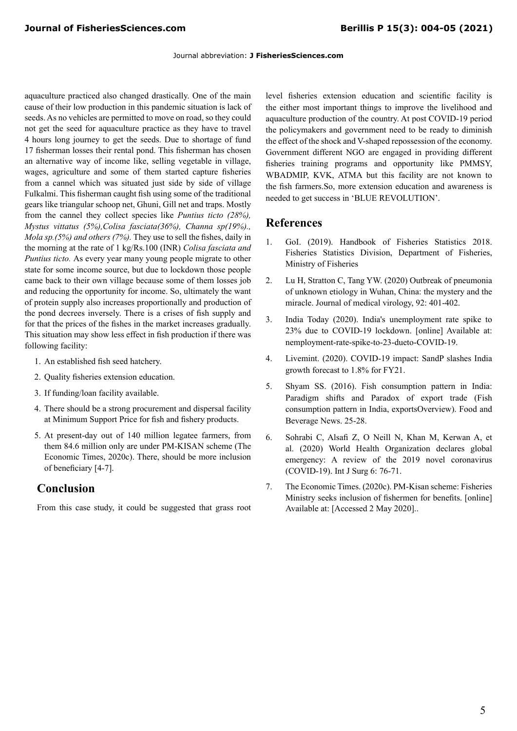aquaculture practiced also changed drastically. One of the main cause of their low production in this pandemic situation is lack of seeds. As no vehicles are permitted to move on road, so they could not get the seed for aquaculture practice as they have to travel 4 hours long journey to get the seeds. Due to shortage of fund 17 fisherman losses their rental pond. This fisherman has chosen an alternative way of income like, selling vegetable in village, wages, agriculture and some of them started capture fisheries from a cannel which was situated just side by side of village Fulkalmi. This fisherman caught fish using some of the traditional gears like triangular schoop net, Ghuni, Gill net and traps. Mostly from the cannel they collect species like *Puntius ticto (28%), Mystus vittatus (5%),Colisa fasciata(36%), Channa sp(19%)., Mola sp.(5%) and others (7%).* They use to sell the fishes, daily in the morning at the rate of 1 kg/Rs.100 (INR) *Colisa fasciata and Puntius ticto.* As every year many young people migrate to other state for some income source, but due to lockdown those people came back to their own village because some of them losses job and reducing the opportunity for income. So, ultimately the want of protein supply also increases proportionally and production of the pond decrees inversely. There is a crises of fish supply and for that the prices of the fishes in the market increases gradually. This situation may show less effect in fish production if there was following facility:

1. An established fish seed hatchery.
2. Quality fisheries extension education.
3. If funding/loan facility available.
4. There should be a strong procurement and dispersal facility at Minimum Support Price for fish and fishery products.
5. At present-day out of 140 million legatee farmers, from them 84.6 million only are under PM-KISAN scheme (The Economic Times, 2020c). There, should be more inclusion of beneficiary [4-7].

## Conclusion

From this case study, it could be suggested that grass root level fisheries extension education and scientific facility is the either most important things to improve the livelihood and aquaculture production of the country. At post COVID-19 period the policymakers and government need to be ready to diminish the effect of the shock and V-shaped repossession of the economy. Government different NGO are engaged in providing different fisheries training programs and opportunity like PMMSY, WBADMIP, KVK, ATMA but this facility are not known to the fish farmers.So, more extension education and awareness is needed to get success in 'BLUE REVOLUTION'.

## References

1. GoI. (2019). Handbook of Fisheries Statistics 2018. Fisheries Statistics Division, Department of Fisheries, Ministry of Fisheries
2. Lu H, Stratton C, Tang YW. (2020) Outbreak of pneumonia of unknown etiology in Wuhan, China: the mystery and the miracle. Journal of medical virology, 92: 401-402.
3. India Today (2020). India's unemployment rate spike to 23% due to COVID-19 lockdown. [online] Available at: nemployment-rate-spike-to-23-dueto-COVID-19.
4. Livemint. (2020). COVID-19 impact: SandP slashes India growth forecast to 1.8% for FY21.
5. Shyam SS. (2016). Fish consumption pattern in India: Paradigm shifts and Paradox of export trade (Fish consumption pattern in India, exportsOverview). Food and Beverage News. 25-28.
6. Sohrabi C, Alsafi Z, O Neill N, Khan M, Kerwan A, et al. (2020) World Health Organization declares global emergency: A review of the 2019 novel coronavirus (COVID-19). Int J Surg 6: 76-71.
7. The Economic Times. (2020c). PM-Kisan scheme: Fisheries Ministry seeks inclusion of fishermen for benefits. [online] Available at: [Accessed 2 May 2020]..